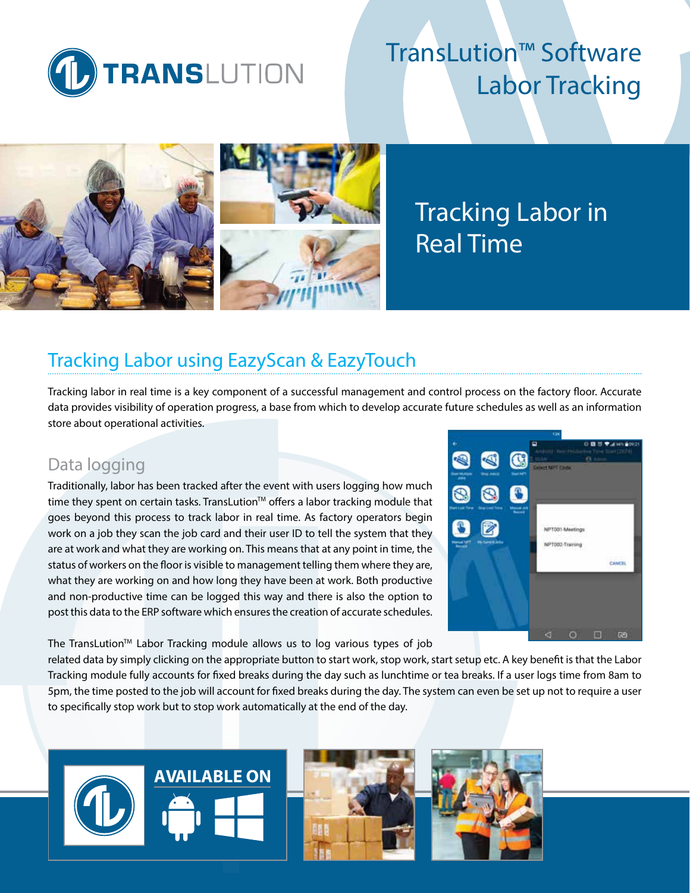# TransLution™ Software Labor Tracking

## Tracking Labor in Real Time

## Tracking Labor using EazyScan & EazyTouch

Tracking labor in real time is a key component of a successful management and control process on the factory floor. Accurate data provides visibility of operation progress, a base from which to develop accurate future schedules as well as an information store about operational activities.

### Data logging

Traditionally, labor has been tracked after the event with users logging how much time they spent on certain tasks. TransLution™ offers a labor tracking module that goes beyond this process to track labor in real time. As factory operators begin work on a job they scan the job card and their user ID to tell the system that they are at work and what they are working on. This means that at any point in time, the status of workers on the floor is visible to management telling them where they are, what they are working on and how long they have been at work. Both productive and non-productive time can be logged this way and there is also the option to post this data to the ERP software which ensures the creation of accurate schedules.

The TransLution™ Labor Tracking module allows us to log various types of job related data by simply clicking on the appropriate button to start work, stop work, start setup etc. A key benefit is that the Labor Tracking module fully accounts for fixed breaks during the day such as lunchtime or tea breaks. If a user logs time from 8am to 5pm, the time posted to the job will account for fixed breaks during the day. The system can even be set up not to require a user to specifically stop work but to stop work automatically at the end of the day.

**AVAILABLE ON**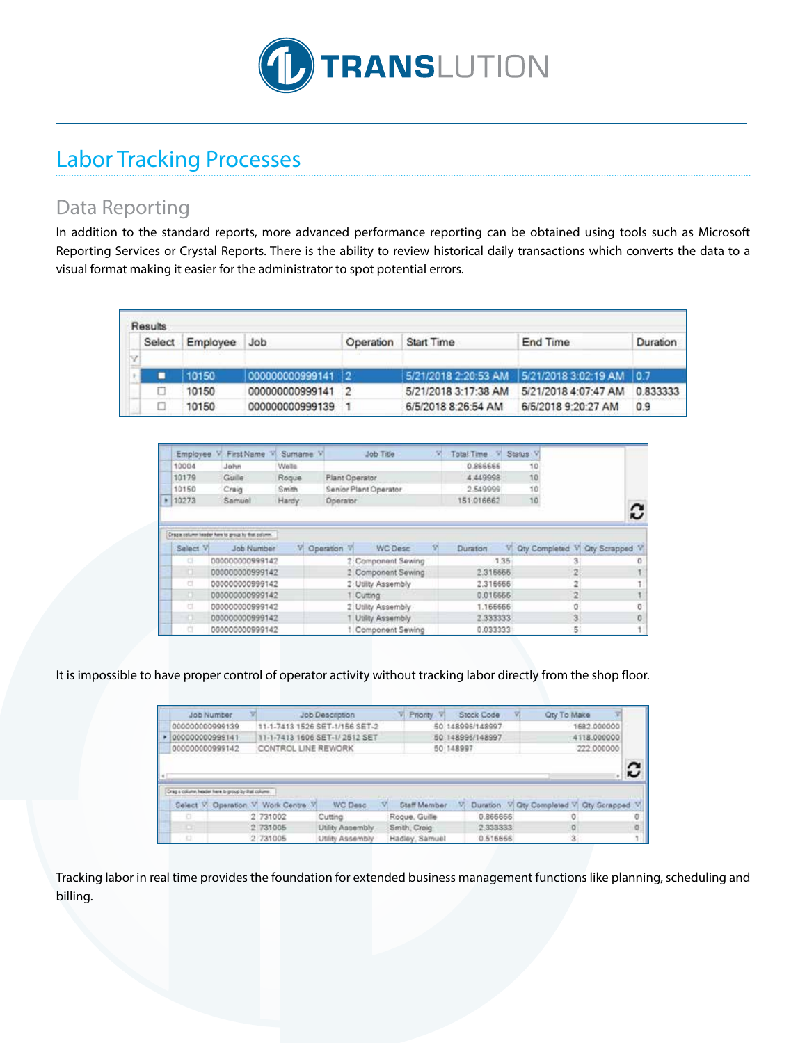# Labor Tracking Processes

## Data Reporting

In addition to the standard reports, more advanced performance reporting can be obtained using tools such as Microsoft Reporting Services or Crystal Reports. There is the ability to review historical daily transactions which converts the data to a visual format making it easier for the administrator to spot potential errors.

Results

| Select | Employee | Job | Operation | Start Time | End Time | Duration |
|---|---|---|---|---|---|---|
| ■ | 10150 | 000000000999141 | 2 | 5/21/2018 2:20:53 AM | 5/21/2018 3:02:19 AM | 0.7 |
| □ | 10150 | 000000000999141 | 2 | 5/21/2018 3:17:38 AM | 5/21/2018 4:07:47 AM | 0.833333 |
| □ | 10150 | 000000000999139 | 1 | 6/5/2018 8:26:54 AM | 6/5/2018 9:20:27 AM | 0.9 |

| Employee | First Name | Surname | Job Title | Total Time | Status |
|---|---|---|---|---|---|
| 10004 | John | Wells | | 0.866666 | 10 |
| 10179 | Guille | Roque | Plant Operator | 4.449998 | 10 |
| 10150 | Craig | Smith | Senior Plant Operator | 2.549999 | 10 |
| 10273 | Samuel | Hardy | Operator | 151.016662 | 10 |

Drag a column header here to group by that column.

| Select | Job Number | Operation | WC Desc | Duration | Qty Completed | Qty Scrapped |
|---|---|---|---|---|---|---|
| □ | 000000000999142 | 2 | Component Sewing | 1.35 | 3 | 0 |
| □ | 000000000999142 | 2 | Component Sewing | 2.316666 | 2 | 1 |
| □ | 000000000999142 | 2 | Utility Assembly | 2.316666 | 2 | 1 |
| □ | 000000000999142 | 1 | Cutting | 0.016666 | 2 | 1 |
| □ | 000000000999142 | 2 | Utility Assembly | 1.166666 | 0 | 0 |
| □ | 000000000999142 | 1 | Utility Assembly | 2.333333 | 3 | 0 |
| □ | 000000000999142 | 1 | Component Sewing | 0.033333 | 5 | 1 |

It is impossible to have proper control of operator activity without tracking labor directly from the shop floor.

| Job Number | Job Description | Priority | Stock Code | Qty To Make |
|---|---|---|---|---|
| 000000000999139 | 11-1-7413 1526 SET-1/156 SET-2 | 50 | 148996/148997 | 1682.000000 |
| 000000000999141 | 11-1-7413 1606 SET-1/ 2512 SET | 50 | 148996/148997 | 4118.000000 |
| 000000000999142 | CONTROL LINE REWORK | 50 | 148997 | 222.000000 |

Drag a column header here to group by that column.

| Select | Operation | Work Centre | WC Desc | Staff Member | Duration | Qty Completed | Qty Scrapped |
|---|---|---|---|---|---|---|---|
| □ | 2 | 731002 | Cutting | Roque, Guille | 0.866666 | 0 | 0 |
| □ | 2 | 731005 | Utility Assembly | Smith, Craig | 2.333333 | 0 | 0 |
| □ | 2 | 731005 | Utility Assembly | Hadley, Samuel | 0.516666 | 3 | 1 |

Tracking labor in real time provides the foundation for extended business management functions like planning, scheduling and billing.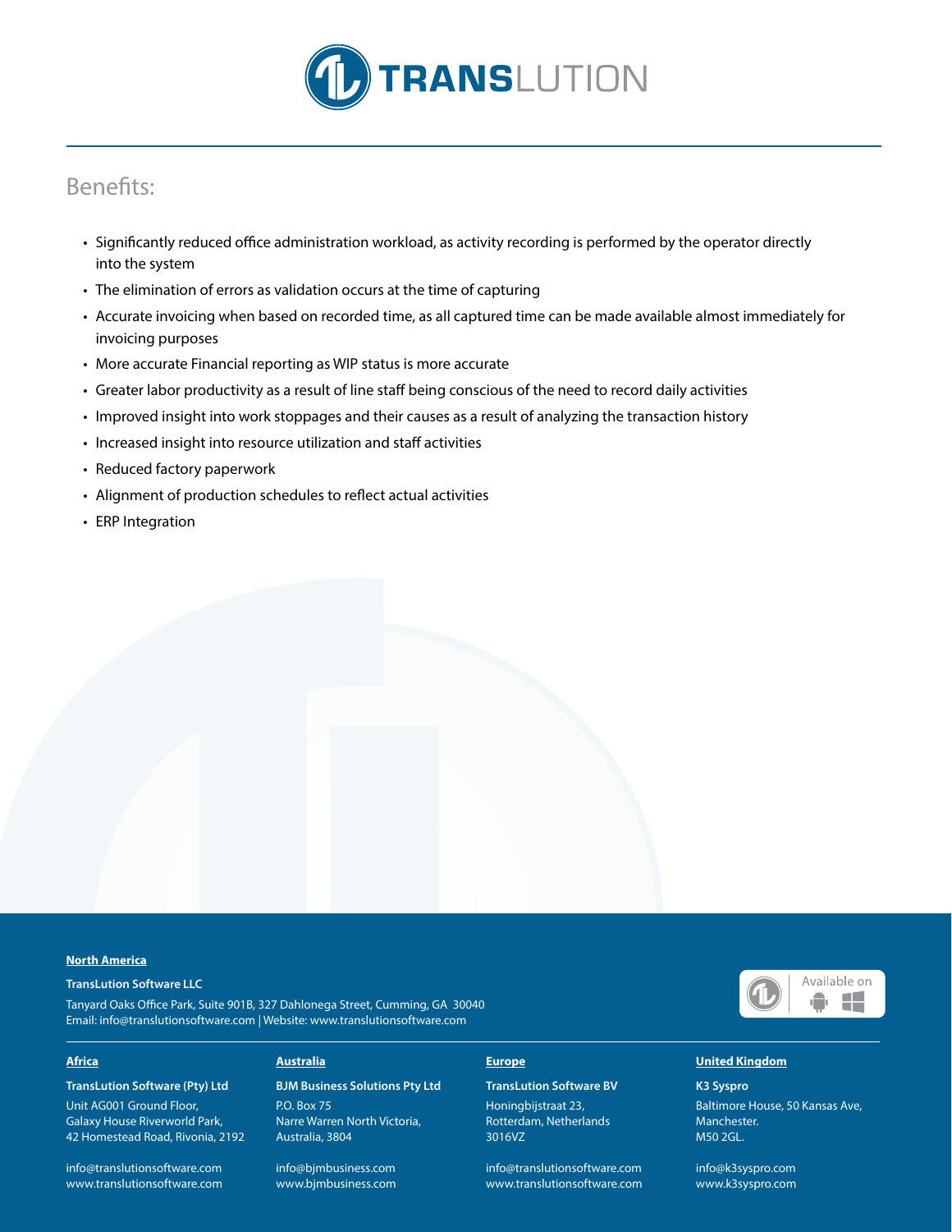## Benefits:

- Significantly reduced office administration workload, as activity recording is performed by the operator directly into the system
- The elimination of errors as validation occurs at the time of capturing
- Accurate invoicing when based on recorded time, as all captured time can be made available almost immediately for invoicing purposes
- More accurate Financial reporting as WIP status is more accurate
- Greater labor productivity as a result of line staff being conscious of the need to record daily activities
- Improved insight into work stoppages and their causes as a result of analyzing the transaction history
- Increased insight into resource utilization and staff activities
- Reduced factory paperwork
- Alignment of production schedules to reflect actual activities
- ERP Integration

**North America**

**TransLution Software LLC**

Tanyard Oaks Office Park, Suite 901B, 327 Dahlonega Street, Cumming, GA 30040
Email: info@translutionsoftware.com | Website: www.translutionsoftware.com

Available on

**Africa**

**TransLution Software (Pty) Ltd**

Unit AG001 Ground Floor,
Galaxy House Riverworld Park,
42 Homestead Road, Rivonia, 2192

info@translutionsoftware.com
www.translutionsoftware.com

**Australia**

**BJM Business Solutions Pty Ltd**

P.O. Box 75
Narre Warren North Victoria,
Australia, 3804

info@bjmbusiness.com
www.bjmbusiness.com

**Europe**

**TransLution Software BV**

Honingbijstraat 23,
Rotterdam, Netherlands
3016VZ

info@translutionsoftware.com
www.translutionsoftware.com

**United Kingdom**

**K3 Syspro**

Baltimore House, 50 Kansas Ave,
Manchester.
M50 2GL.

info@k3syspro.com
www.k3syspro.com